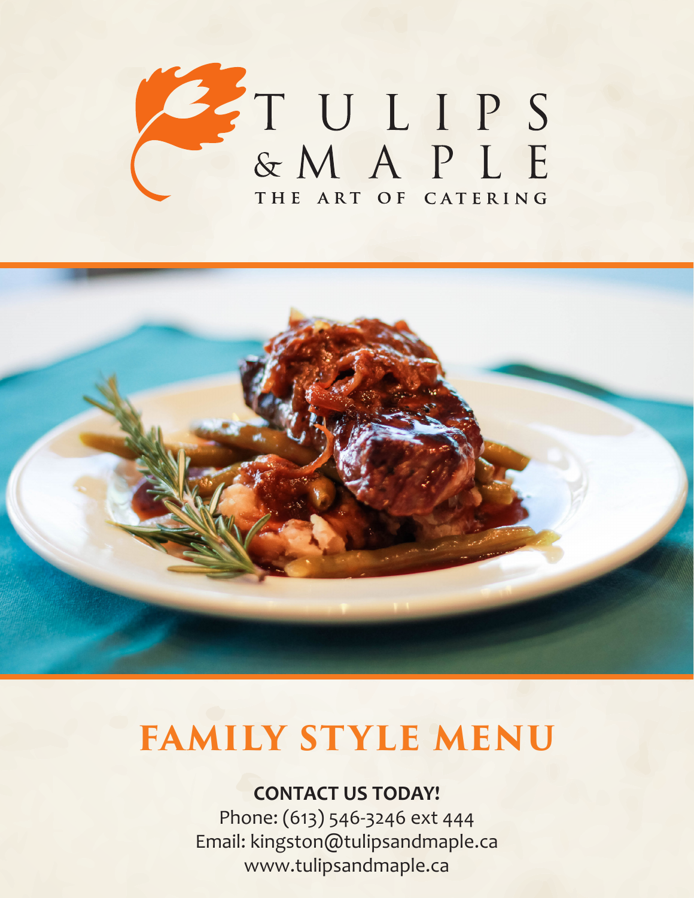# TULIPS & MAPLE

THE ART OF CATERING

# FAMILY STYLE MENU

**CONTACT US TODAY!**

Phone: (613) 546-3246 ext 444

Email: kingston@tulipsandmaple.ca

www.tulipsandmaple.ca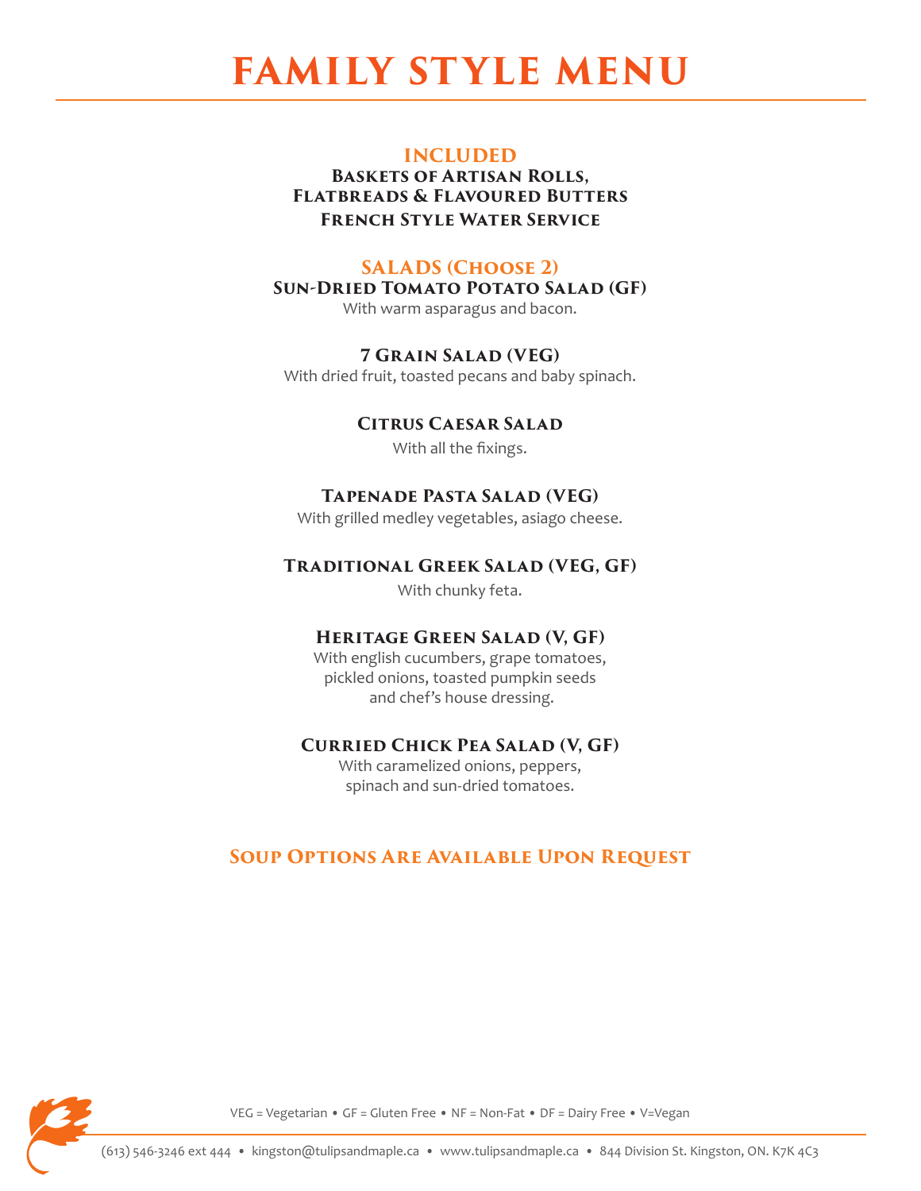# FAMILY STYLE MENU

## INCLUDED

**Baskets of Artisan Rolls, Flatbreads & Flavoured Butters**

**French Style Water Service**

## SALADS (Choose 2)

### Sun-Dried Tomato Potato Salad (GF)

With warm asparagus and bacon.

### 7 Grain Salad (VEG)

With dried fruit, toasted pecans and baby spinach.

### Citrus Caesar Salad

With all the fixings.

### Tapenade Pasta Salad (VEG)

With grilled medley vegetables, asiago cheese.

### Traditional Greek Salad (VEG, GF)

With chunky feta.

### Heritage Green Salad (V, GF)

With english cucumbers, grape tomatoes, pickled onions, toasted pumpkin seeds and chef's house dressing.

### Curried Chick Pea Salad (V, GF)

With caramelized onions, peppers, spinach and sun-dried tomatoes.

## Soup Options Are Available Upon Request

VEG = Vegetarian • GF = Gluten Free • NF = Non-Fat • DF = Dairy Free • V=Vegan

(613) 546-3246 ext 444 • kingston@tulipsandmaple.ca • www.tulipsandmaple.ca • 844 Division St. Kingston, ON. K7K 4C3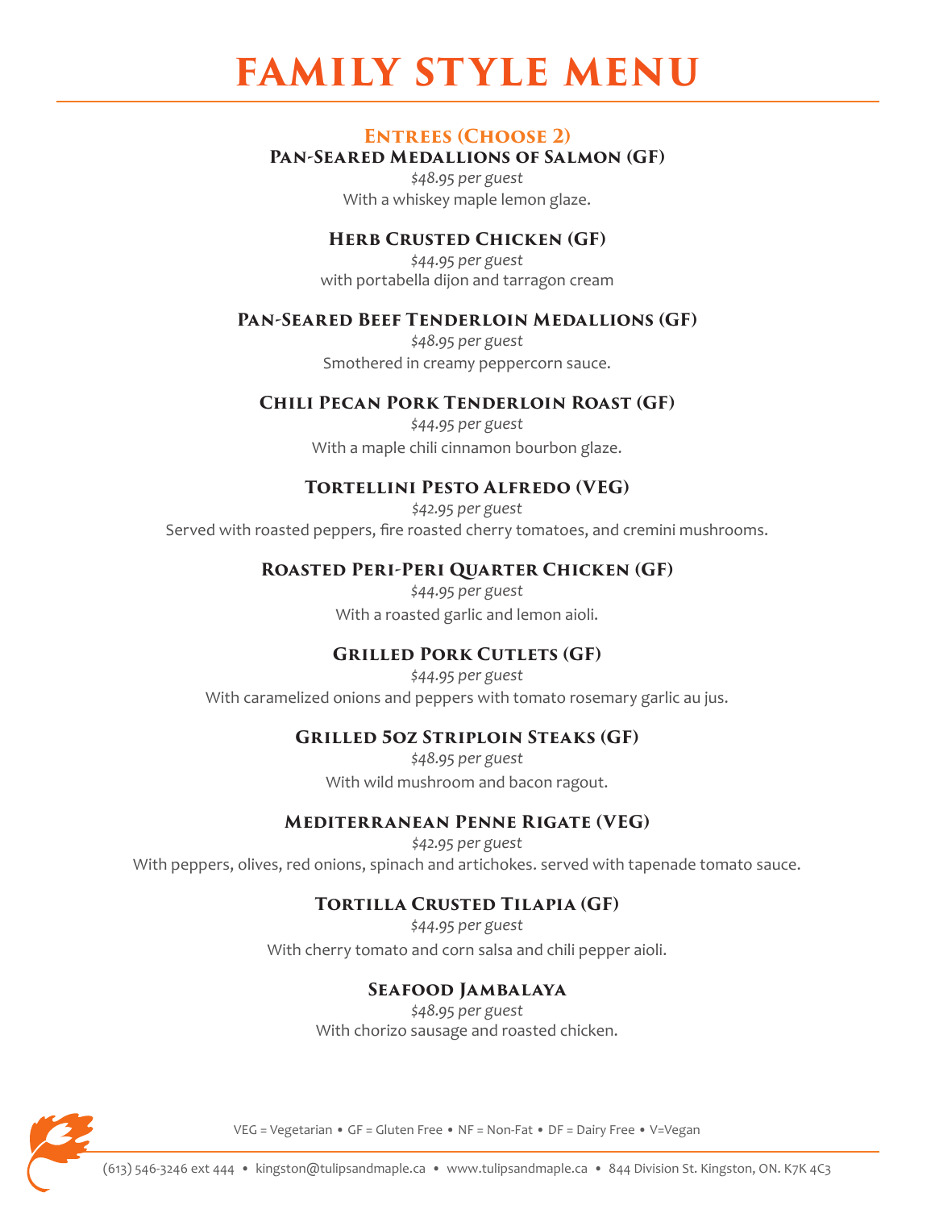# FAMILY STYLE MENU

## Entrees (Choose 2)

### Pan-Seared Medallions of Salmon (GF)

*$48.95 per guest*

With a whiskey maple lemon glaze.

### Herb Crusted Chicken (GF)

*$44.95 per guest*

with portabella dijon and tarragon cream

### Pan-Seared Beef Tenderloin Medallions (GF)

*$48.95 per guest*

Smothered in creamy peppercorn sauce.

### Chili Pecan Pork Tenderloin Roast (GF)

*$44.95 per guest*

With a maple chili cinnamon bourbon glaze.

### Tortellini Pesto Alfredo (VEG)

*$42.95 per guest*

Served with roasted peppers, fire roasted cherry tomatoes, and cremini mushrooms.

### Roasted Peri-Peri Quarter Chicken (GF)

*$44.95 per guest*

With a roasted garlic and lemon aioli.

### Grilled Pork Cutlets (GF)

*$44.95 per guest*

With caramelized onions and peppers with tomato rosemary garlic au jus.

### Grilled 5oz Striploin Steaks (GF)

*$48.95 per guest*

With wild mushroom and bacon ragout.

### Mediterranean Penne Rigate (VEG)

*$42.95 per guest*

With peppers, olives, red onions, spinach and artichokes. served with tapenade tomato sauce.

### Tortilla Crusted Tilapia (GF)

*$44.95 per guest*

With cherry tomato and corn salsa and chili pepper aioli.

### Seafood Jambalaya

*$48.95 per guest*

With chorizo sausage and roasted chicken.

VEG = Vegetarian • GF = Gluten Free • NF = Non-Fat • DF = Dairy Free • V=Vegan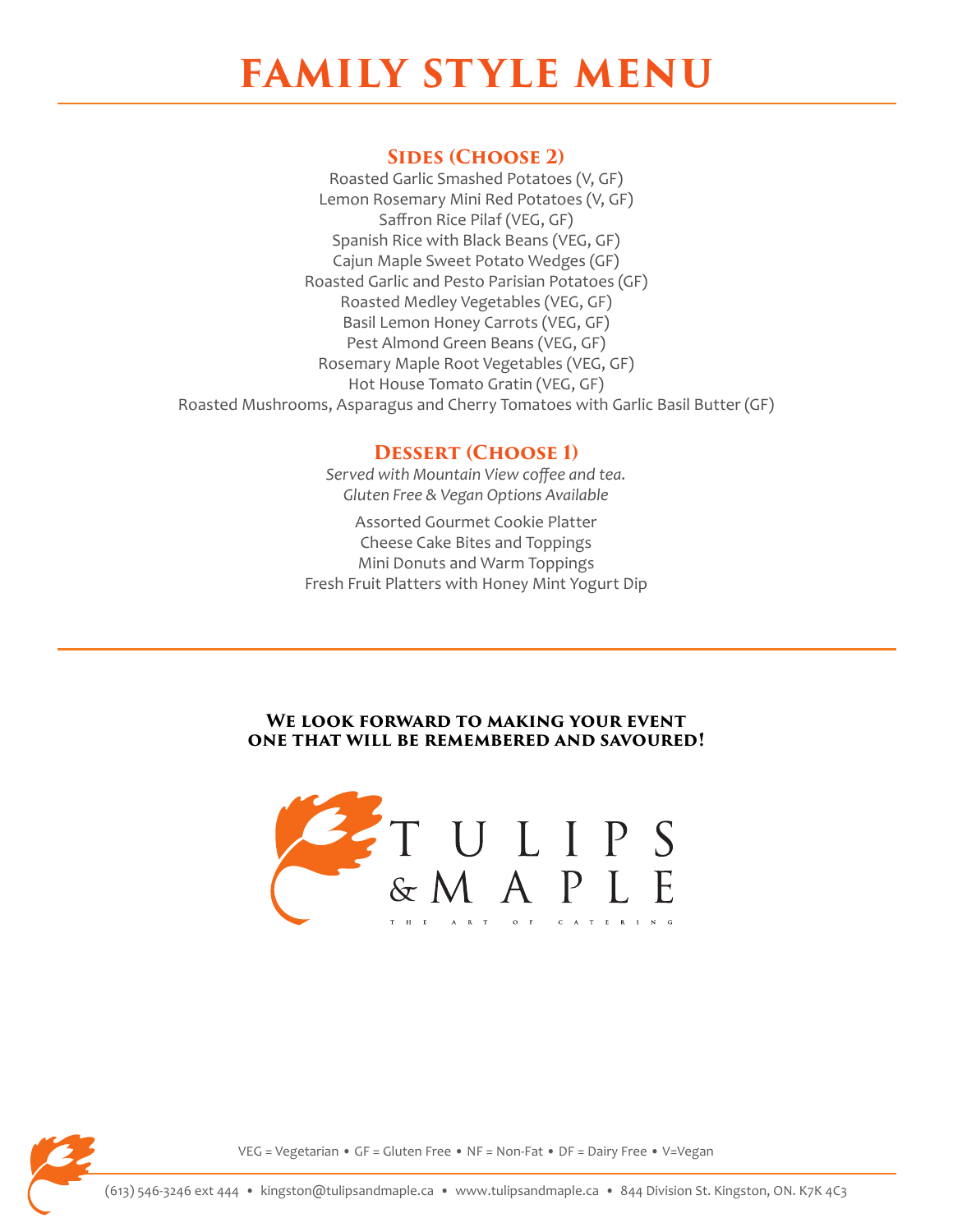# FAMILY STYLE MENU

## Sides (Choose 2)

Roasted Garlic Smashed Potatoes (V, GF)
Lemon Rosemary Mini Red Potatoes (V, GF)
Saffron Rice Pilaf (VEG, GF)
Spanish Rice with Black Beans (VEG, GF)
Cajun Maple Sweet Potato Wedges (GF)
Roasted Garlic and Pesto Parisian Potatoes (GF)
Roasted Medley Vegetables (VEG, GF)
Basil Lemon Honey Carrots (VEG, GF)
Pest Almond Green Beans (VEG, GF)
Rosemary Maple Root Vegetables (VEG, GF)
Hot House Tomato Gratin (VEG, GF)
Roasted Mushrooms, Asparagus and Cherry Tomatoes with Garlic Basil Butter (GF)

## Dessert (Choose 1)

*Served with Mountain View coffee and tea.*
*Gluten Free & Vegan Options Available*

Assorted Gourmet Cookie Platter
Cheese Cake Bites and Toppings
Mini Donuts and Warm Toppings
Fresh Fruit Platters with Honey Mint Yogurt Dip

**We look forward to making your event one that will be remembered and savoured!**

TULIPS & MAPLE
THE ART OF CATERING

VEG = Vegetarian • GF = Gluten Free • NF = Non-Fat • DF = Dairy Free • V=Vegan

(613) 546-3246 ext 444 • kingston@tulipsandmaple.ca • www.tulipsandmaple.ca • 844 Division St. Kingston, ON. K7K 4C3